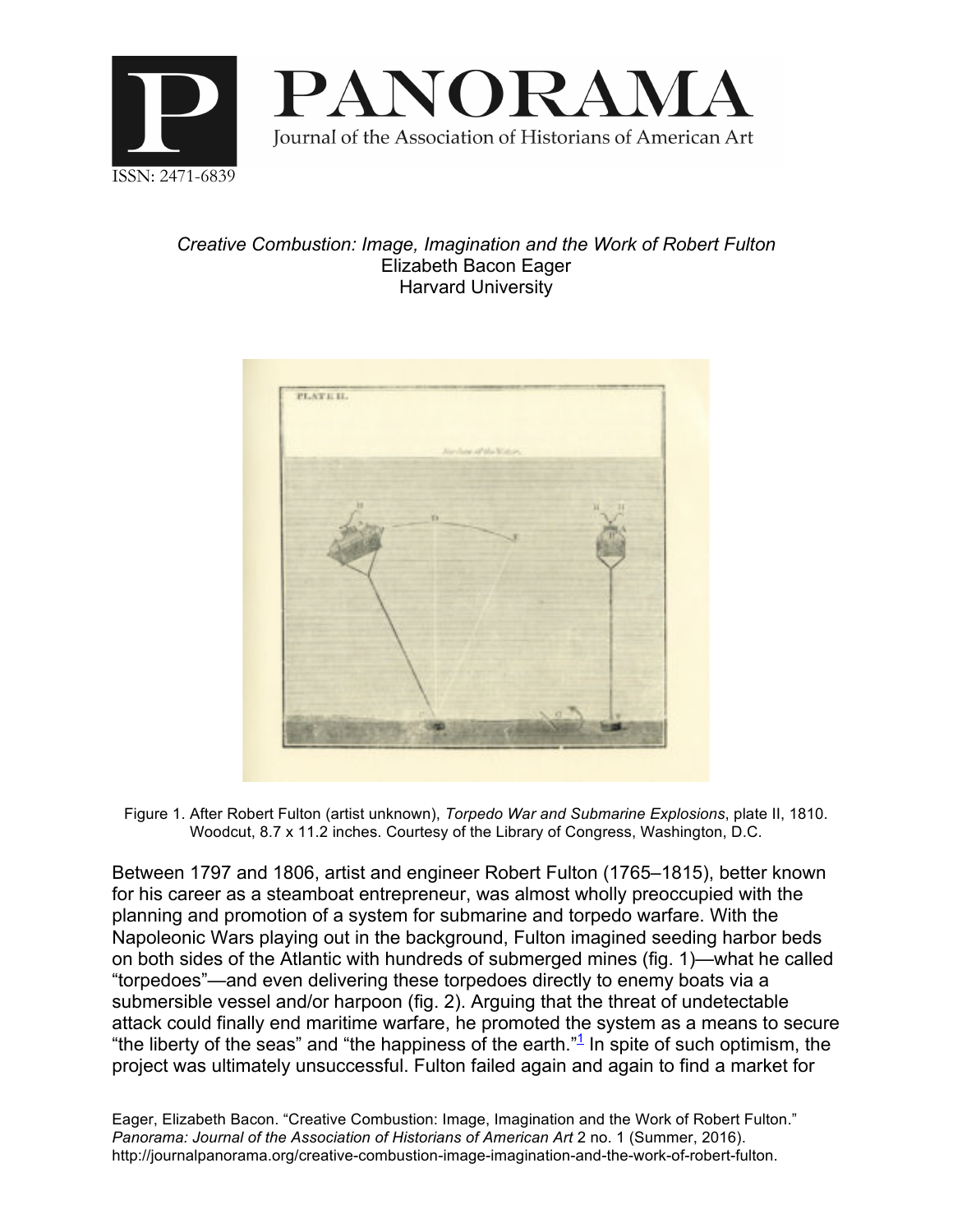# Creative Combustion: Image, Imagination and the Work of Robert Fulton

Elizabeth Bacon Eager
Harvard University

Figure 1. After Robert Fulton (artist unknown), *Torpedo War and Submarine Explosions*, plate II, 1810. Woodcut, 8.7 x 11.2 inches. Courtesy of the Library of Congress, Washington, D.C.

Between 1797 and 1806, artist and engineer Robert Fulton (1765–1815), better known for his career as a steamboat entrepreneur, was almost wholly preoccupied with the planning and promotion of a system for submarine and torpedo warfare. With the Napoleonic Wars playing out in the background, Fulton imagined seeding harbor beds on both sides of the Atlantic with hundreds of submerged mines (fig. 1)—what he called "torpedoes"—and even delivering these torpedoes directly to enemy boats via a submersible vessel and/or harpoon (fig. 2). Arguing that the threat of undetectable attack could finally end maritime warfare, he promoted the system as a means to secure "the liberty of the seas" and "the happiness of the earth."[1] In spite of such optimism, the project was ultimately unsuccessful. Fulton failed again and again to find a market for

Eager, Elizabeth Bacon. "Creative Combustion: Image, Imagination and the Work of Robert Fulton." *Panorama: Journal of the Association of Historians of American Art* 2 no. 1 (Summer, 2016). http://journalpanorama.org/creative-combustion-image-imagination-and-the-work-of-robert-fulton.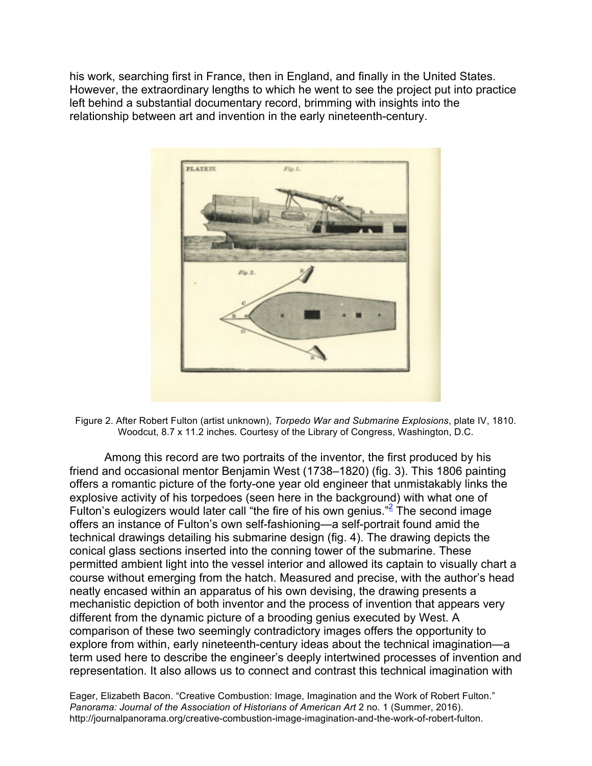his work, searching first in France, then in England, and finally in the United States. However, the extraordinary lengths to which he went to see the project put into practice left behind a substantial documentary record, brimming with insights into the relationship between art and invention in the early nineteenth-century.

Figure 2. After Robert Fulton (artist unknown), *Torpedo War and Submarine Explosions*, plate IV, 1810. Woodcut, 8.7 x 11.2 inches. Courtesy of the Library of Congress, Washington, D.C.

Among this record are two portraits of the inventor, the first produced by his friend and occasional mentor Benjamin West (1738–1820) (fig. 3). This 1806 painting offers a romantic picture of the forty-one year old engineer that unmistakably links the explosive activity of his torpedoes (seen here in the background) with what one of Fulton's eulogizers would later call "the fire of his own genius."[2] The second image offers an instance of Fulton's own self-fashioning—a self-portrait found amid the technical drawings detailing his submarine design (fig. 4). The drawing depicts the conical glass sections inserted into the conning tower of the submarine. These permitted ambient light into the vessel interior and allowed its captain to visually chart a course without emerging from the hatch. Measured and precise, with the author's head neatly encased within an apparatus of his own devising, the drawing presents a mechanistic depiction of both inventor and the process of invention that appears very different from the dynamic picture of a brooding genius executed by West. A comparison of these two seemingly contradictory images offers the opportunity to explore from within, early nineteenth-century ideas about the technical imagination—a term used here to describe the engineer's deeply intertwined processes of invention and representation. It also allows us to connect and contrast this technical imagination with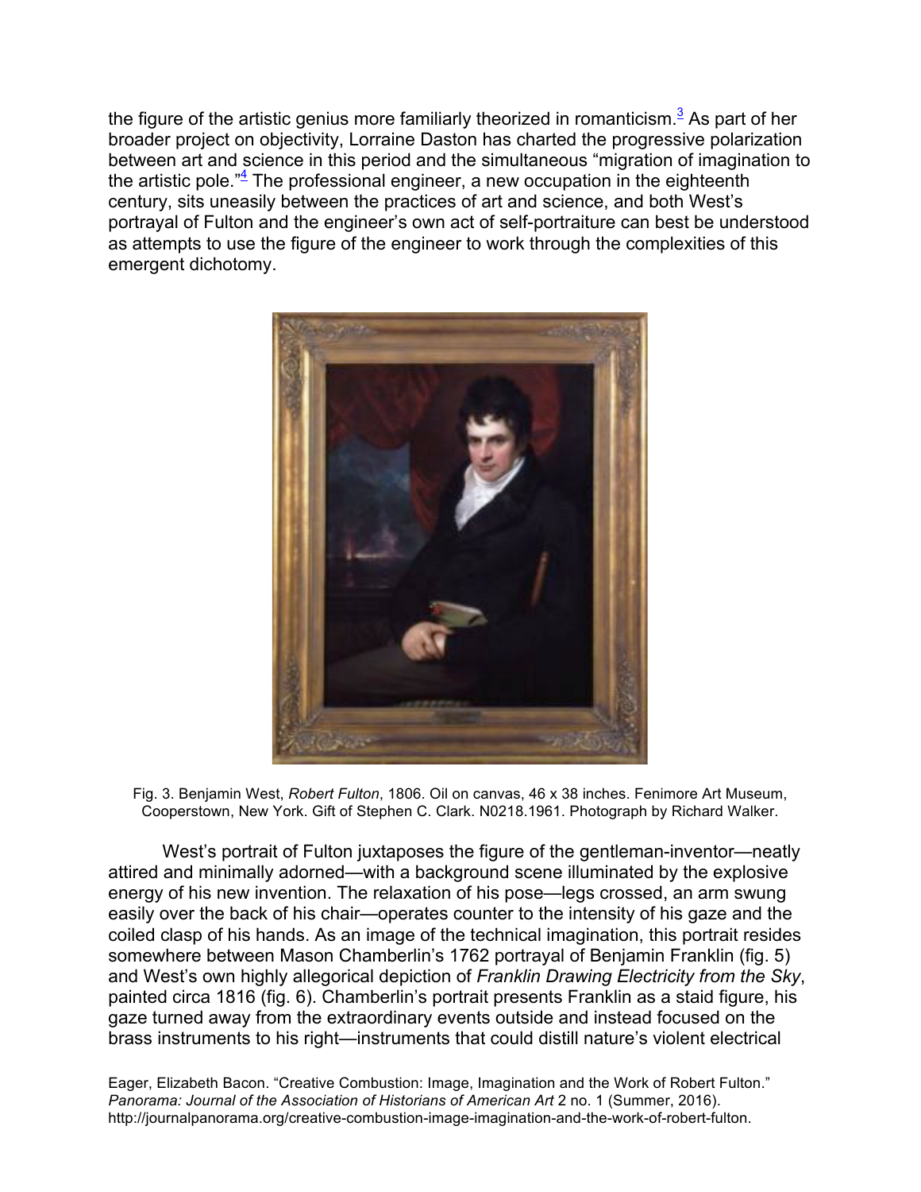the figure of the artistic genius more familiarly theorized in romanticism.[3] As part of her broader project on objectivity, Lorraine Daston has charted the progressive polarization between art and science in this period and the simultaneous "migration of imagination to the artistic pole."[4] The professional engineer, a new occupation in the eighteenth century, sits uneasily between the practices of art and science, and both West's portrayal of Fulton and the engineer's own act of self-portraiture can best be understood as attempts to use the figure of the engineer to work through the complexities of this emergent dichotomy.

Fig. 3. Benjamin West, *Robert Fulton*, 1806. Oil on canvas, 46 x 38 inches. Fenimore Art Museum, Cooperstown, New York. Gift of Stephen C. Clark. N0218.1961. Photograph by Richard Walker.

West's portrait of Fulton juxtaposes the figure of the gentleman-inventor—neatly attired and minimally adorned—with a background scene illuminated by the explosive energy of his new invention. The relaxation of his pose—legs crossed, an arm swung easily over the back of his chair—operates counter to the intensity of his gaze and the coiled clasp of his hands. As an image of the technical imagination, this portrait resides somewhere between Mason Chamberlin's 1762 portrayal of Benjamin Franklin (fig. 5) and West's own highly allegorical depiction of *Franklin Drawing Electricity from the Sky*, painted circa 1816 (fig. 6). Chamberlin's portrait presents Franklin as a staid figure, his gaze turned away from the extraordinary events outside and instead focused on the brass instruments to his right—instruments that could distill nature's violent electrical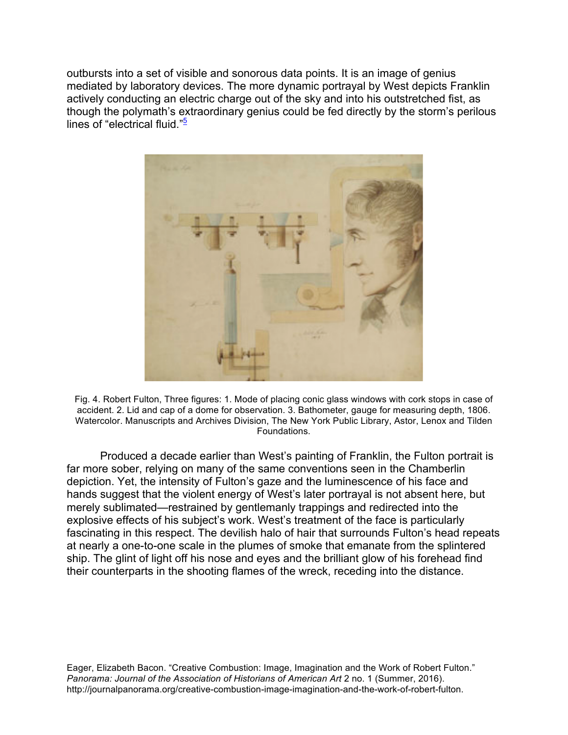outbursts into a set of visible and sonorous data points. It is an image of genius mediated by laboratory devices. The more dynamic portrayal by West depicts Franklin actively conducting an electric charge out of the sky and into his outstretched fist, as though the polymath's extraordinary genius could be fed directly by the storm's perilous lines of "electrical fluid."[5]

Fig. 4. Robert Fulton, Three figures: 1. Mode of placing conic glass windows with cork stops in case of accident. 2. Lid and cap of a dome for observation. 3. Bathometer, gauge for measuring depth, 1806. Watercolor. Manuscripts and Archives Division, The New York Public Library, Astor, Lenox and Tilden Foundations.

Produced a decade earlier than West's painting of Franklin, the Fulton portrait is far more sober, relying on many of the same conventions seen in the Chamberlin depiction. Yet, the intensity of Fulton's gaze and the luminescence of his face and hands suggest that the violent energy of West's later portrayal is not absent here, but merely sublimated—restrained by gentlemanly trappings and redirected into the explosive effects of his subject's work. West's treatment of the face is particularly fascinating in this respect. The devilish halo of hair that surrounds Fulton's head repeats at nearly a one-to-one scale in the plumes of smoke that emanate from the splintered ship. The glint of light off his nose and eyes and the brilliant glow of his forehead find their counterparts in the shooting flames of the wreck, receding into the distance.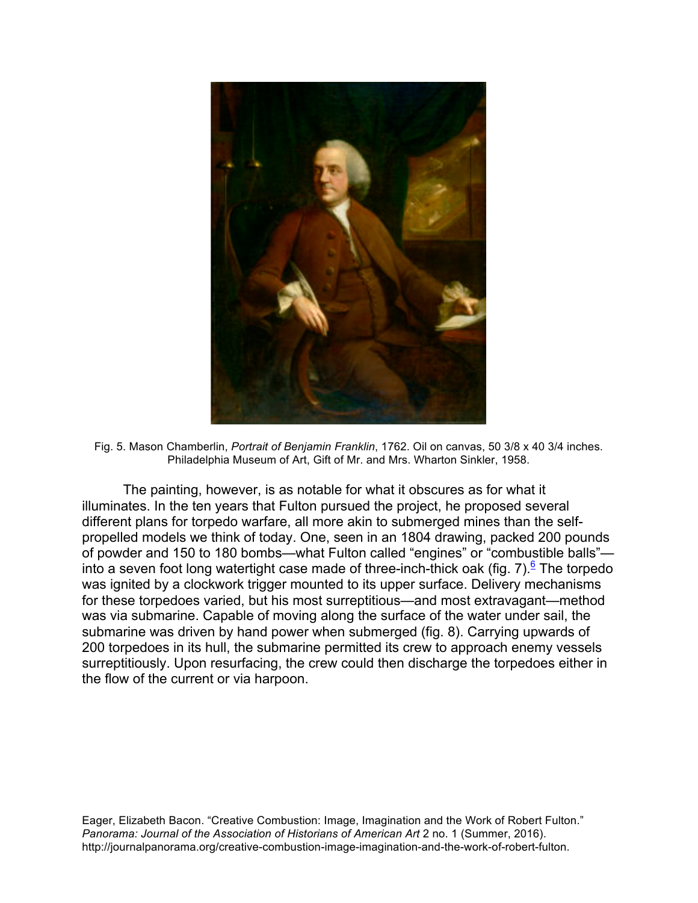Fig. 5. Mason Chamberlin, *Portrait of Benjamin Franklin*, 1762. Oil on canvas, 50 3/8 x 40 3/4 inches. Philadelphia Museum of Art, Gift of Mr. and Mrs. Wharton Sinkler, 1958.

The painting, however, is as notable for what it obscures as for what it illuminates. In the ten years that Fulton pursued the project, he proposed several different plans for torpedo warfare, all more akin to submerged mines than the self-propelled models we think of today. One, seen in an 1804 drawing, packed 200 pounds of powder and 150 to 180 bombs—what Fulton called "engines" or "combustible balls"—into a seven foot long watertight case made of three-inch-thick oak (fig. 7).[6] The torpedo was ignited by a clockwork trigger mounted to its upper surface. Delivery mechanisms for these torpedoes varied, but his most surreptitious—and most extravagant—method was via submarine. Capable of moving along the surface of the water under sail, the submarine was driven by hand power when submerged (fig. 8). Carrying upwards of 200 torpedoes in its hull, the submarine permitted its crew to approach enemy vessels surreptitiously. Upon resurfacing, the crew could then discharge the torpedoes either in the flow of the current or via harpoon.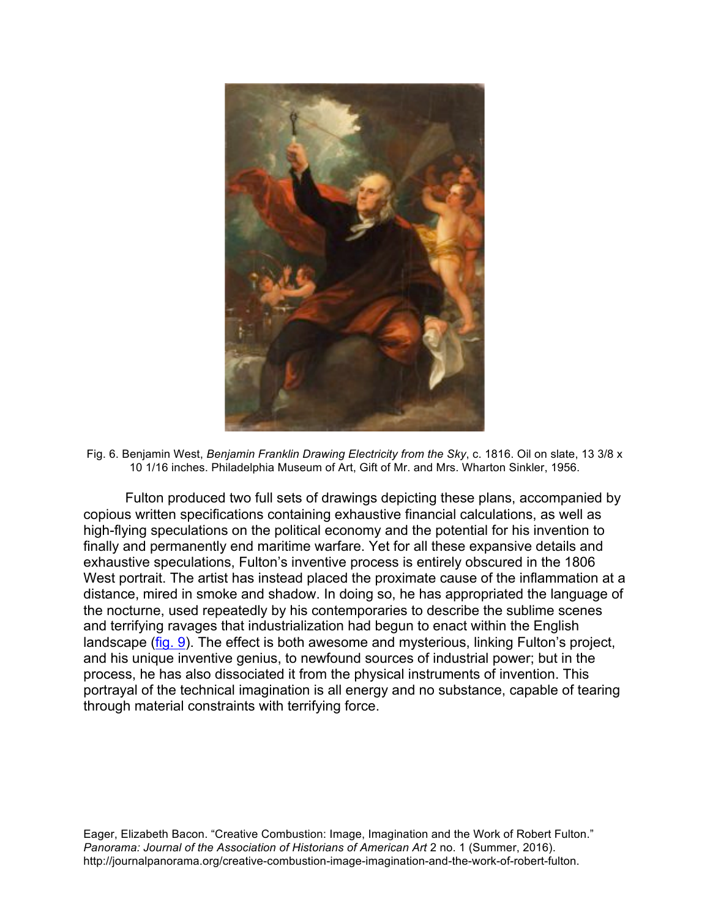Fig. 6. Benjamin West, *Benjamin Franklin Drawing Electricity from the Sky*, c. 1816. Oil on slate, 13 3/8 x 10 1/16 inches. Philadelphia Museum of Art, Gift of Mr. and Mrs. Wharton Sinkler, 1956.

Fulton produced two full sets of drawings depicting these plans, accompanied by copious written specifications containing exhaustive financial calculations, as well as high-flying speculations on the political economy and the potential for his invention to finally and permanently end maritime warfare. Yet for all these expansive details and exhaustive speculations, Fulton's inventive process is entirely obscured in the 1806 West portrait. The artist has instead placed the proximate cause of the inflammation at a distance, mired in smoke and shadow. In doing so, he has appropriated the language of the nocturne, used repeatedly by his contemporaries to describe the sublime scenes and terrifying ravages that industrialization had begun to enact within the English landscape (fig. 9). The effect is both awesome and mysterious, linking Fulton's project, and his unique inventive genius, to newfound sources of industrial power; but in the process, he has also dissociated it from the physical instruments of invention. This portrayal of the technical imagination is all energy and no substance, capable of tearing through material constraints with terrifying force.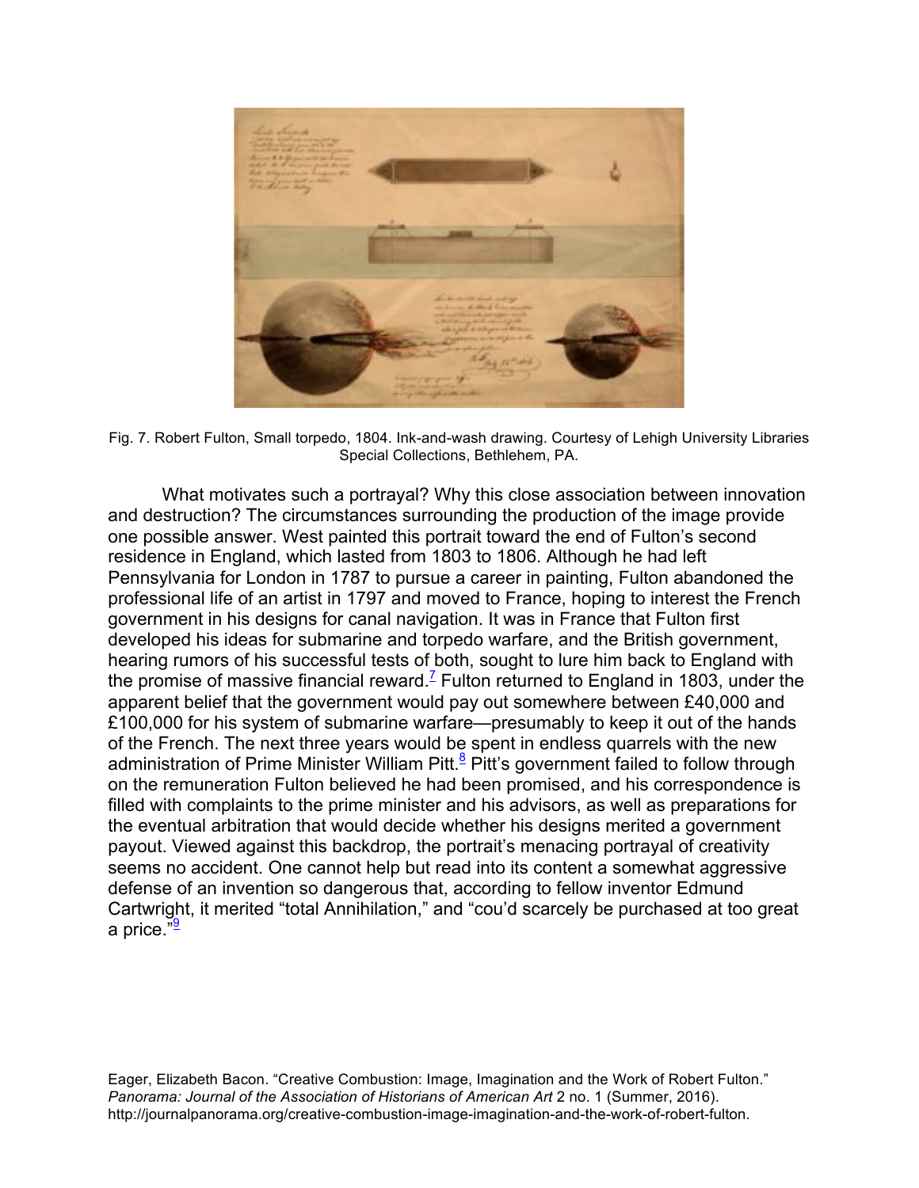Fig. 7. Robert Fulton, Small torpedo, 1804. Ink-and-wash drawing. Courtesy of Lehigh University Libraries Special Collections, Bethlehem, PA.

What motivates such a portrayal? Why this close association between innovation and destruction? The circumstances surrounding the production of the image provide one possible answer. West painted this portrait toward the end of Fulton's second residence in England, which lasted from 1803 to 1806. Although he had left Pennsylvania for London in 1787 to pursue a career in painting, Fulton abandoned the professional life of an artist in 1797 and moved to France, hoping to interest the French government in his designs for canal navigation. It was in France that Fulton first developed his ideas for submarine and torpedo warfare, and the British government, hearing rumors of his successful tests of both, sought to lure him back to England with the promise of massive financial reward.[7] Fulton returned to England in 1803, under the apparent belief that the government would pay out somewhere between £40,000 and £100,000 for his system of submarine warfare—presumably to keep it out of the hands of the French. The next three years would be spent in endless quarrels with the new administration of Prime Minister William Pitt.[8] Pitt's government failed to follow through on the remuneration Fulton believed he had been promised, and his correspondence is filled with complaints to the prime minister and his advisors, as well as preparations for the eventual arbitration that would decide whether his designs merited a government payout. Viewed against this backdrop, the portrait's menacing portrayal of creativity seems no accident. One cannot help but read into its content a somewhat aggressive defense of an invention so dangerous that, according to fellow inventor Edmund Cartwright, it merited "total Annihilation," and "cou'd scarcely be purchased at too great a price."[9]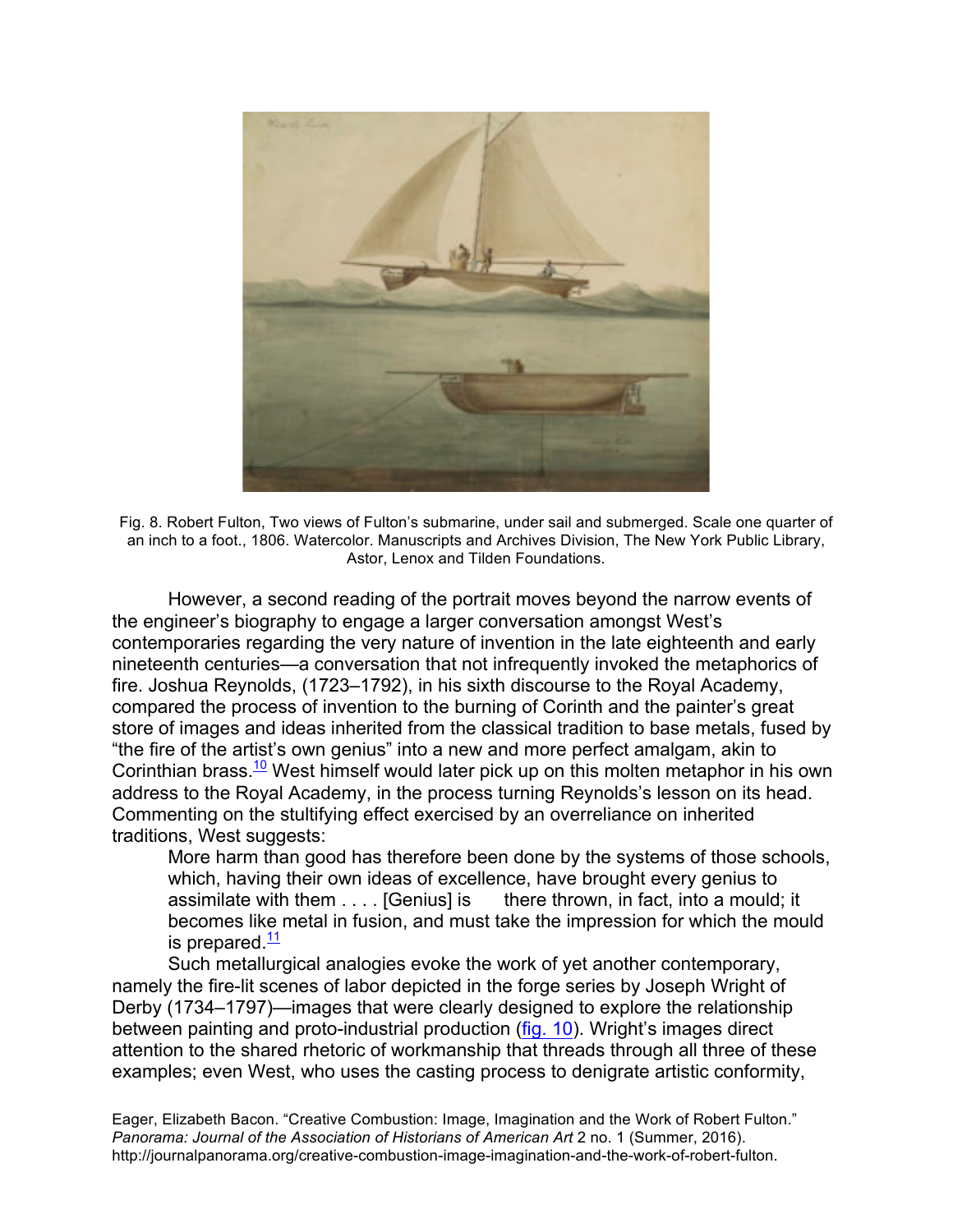Fig. 8. Robert Fulton, Two views of Fulton's submarine, under sail and submerged. Scale one quarter of an inch to a foot., 1806. Watercolor. Manuscripts and Archives Division, The New York Public Library, Astor, Lenox and Tilden Foundations.

However, a second reading of the portrait moves beyond the narrow events of the engineer's biography to engage a larger conversation amongst West's contemporaries regarding the very nature of invention in the late eighteenth and early nineteenth centuries—a conversation that not infrequently invoked the metaphorics of fire. Joshua Reynolds, (1723–1792), in his sixth discourse to the Royal Academy, compared the process of invention to the burning of Corinth and the painter's great store of images and ideas inherited from the classical tradition to base metals, fused by "the fire of the artist's own genius" into a new and more perfect amalgam, akin to Corinthian brass.[10] West himself would later pick up on this molten metaphor in his own address to the Royal Academy, in the process turning Reynolds's lesson on its head. Commenting on the stultifying effect exercised by an overreliance on inherited traditions, West suggests:

> More harm than good has therefore been done by the systems of those schools, which, having their own ideas of excellence, have brought every genius to assimilate with them . . . . [Genius] is there thrown, in fact, into a mould; it becomes like metal in fusion, and must take the impression for which the mould is prepared.[11]

Such metallurgical analogies evoke the work of yet another contemporary, namely the fire-lit scenes of labor depicted in the forge series by Joseph Wright of Derby (1734–1797)—images that were clearly designed to explore the relationship between painting and proto-industrial production (fig. 10). Wright's images direct attention to the shared rhetoric of workmanship that threads through all three of these examples; even West, who uses the casting process to denigrate artistic conformity,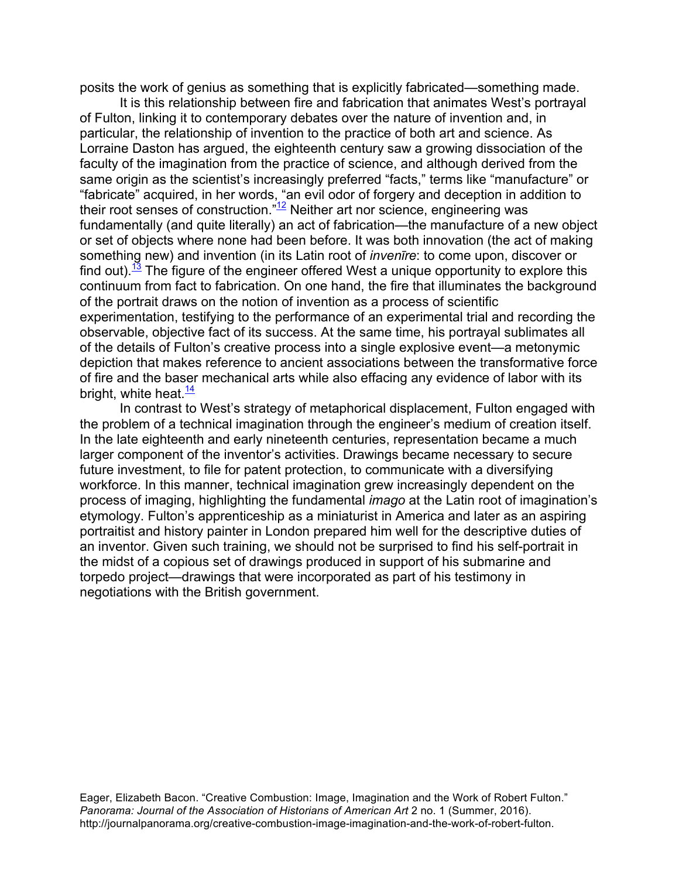posits the work of genius as something that is explicitly fabricated—something made.

It is this relationship between fire and fabrication that animates West's portrayal of Fulton, linking it to contemporary debates over the nature of invention and, in particular, the relationship of invention to the practice of both art and science. As Lorraine Daston has argued, the eighteenth century saw a growing dissociation of the faculty of the imagination from the practice of science, and although derived from the same origin as the scientist's increasingly preferred "facts," terms like "manufacture" or "fabricate" acquired, in her words, "an evil odor of forgery and deception in addition to their root senses of construction."[12] Neither art nor science, engineering was fundamentally (and quite literally) an act of fabrication—the manufacture of a new object or set of objects where none had been before. It was both innovation (the act of making something new) and invention (in its Latin root of *invenīre*: to come upon, discover or find out).[13] The figure of the engineer offered West a unique opportunity to explore this continuum from fact to fabrication. On one hand, the fire that illuminates the background of the portrait draws on the notion of invention as a process of scientific experimentation, testifying to the performance of an experimental trial and recording the observable, objective fact of its success. At the same time, his portrayal sublimates all of the details of Fulton's creative process into a single explosive event—a metonymic depiction that makes reference to ancient associations between the transformative force of fire and the baser mechanical arts while also effacing any evidence of labor with its bright, white heat.[14]

In contrast to West's strategy of metaphorical displacement, Fulton engaged with the problem of a technical imagination through the engineer's medium of creation itself. In the late eighteenth and early nineteenth centuries, representation became a much larger component of the inventor's activities. Drawings became necessary to secure future investment, to file for patent protection, to communicate with a diversifying workforce. In this manner, technical imagination grew increasingly dependent on the process of imaging, highlighting the fundamental *imago* at the Latin root of imagination's etymology. Fulton's apprenticeship as a miniaturist in America and later as an aspiring portraitist and history painter in London prepared him well for the descriptive duties of an inventor. Given such training, we should not be surprised to find his self-portrait in the midst of a copious set of drawings produced in support of his submarine and torpedo project—drawings that were incorporated as part of his testimony in negotiations with the British government.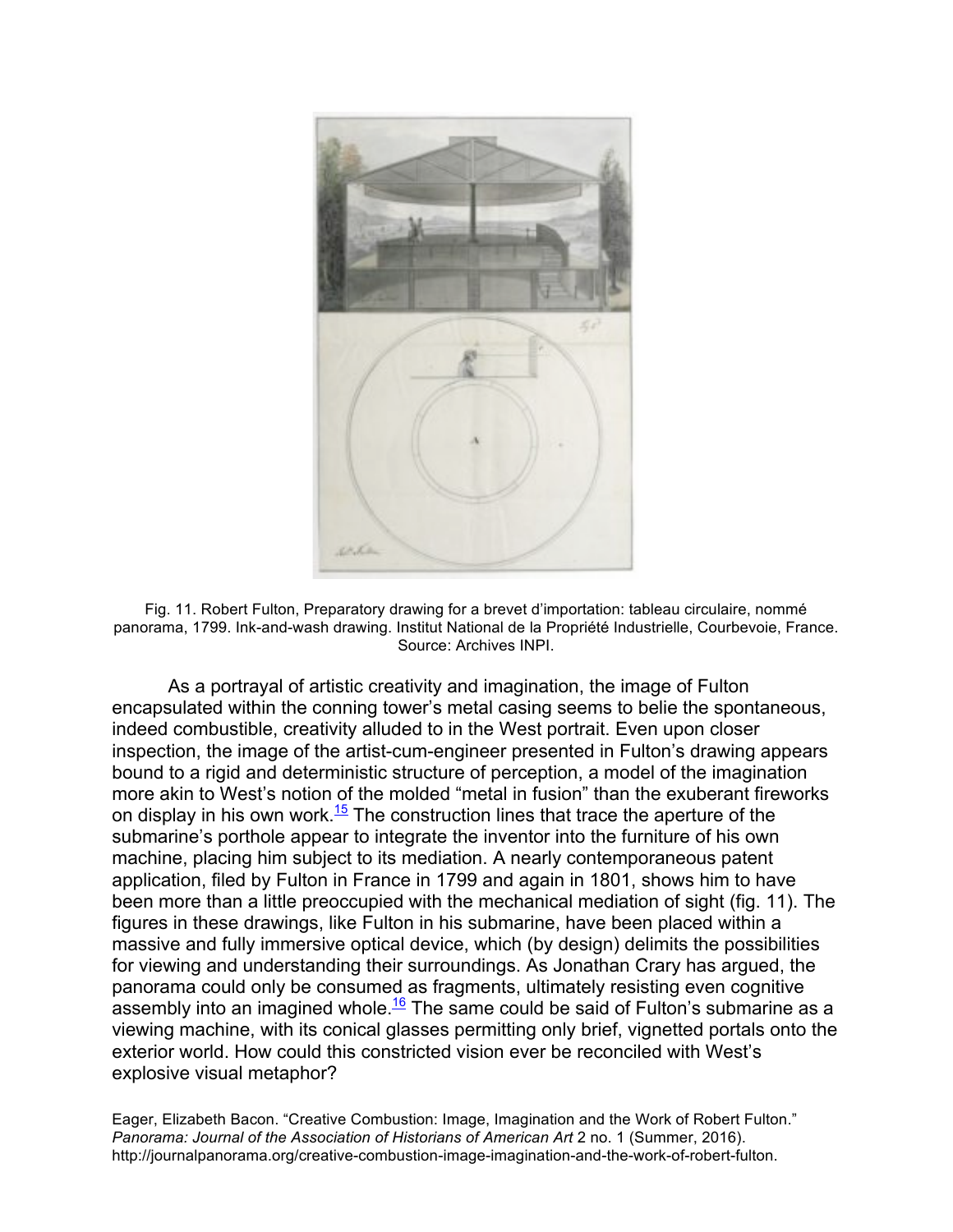Fig. 11. Robert Fulton, Preparatory drawing for a brevet d'importation: tableau circulaire, nommé panorama, 1799. Ink-and-wash drawing. Institut National de la Propriété Industrielle, Courbevoie, France. Source: Archives INPI.

As a portrayal of artistic creativity and imagination, the image of Fulton encapsulated within the conning tower's metal casing seems to belie the spontaneous, indeed combustible, creativity alluded to in the West portrait. Even upon closer inspection, the image of the artist-cum-engineer presented in Fulton's drawing appears bound to a rigid and deterministic structure of perception, a model of the imagination more akin to West's notion of the molded "metal in fusion" than the exuberant fireworks on display in his own work.[15] The construction lines that trace the aperture of the submarine's porthole appear to integrate the inventor into the furniture of his own machine, placing him subject to its mediation. A nearly contemporaneous patent application, filed by Fulton in France in 1799 and again in 1801, shows him to have been more than a little preoccupied with the mechanical mediation of sight (fig. 11). The figures in these drawings, like Fulton in his submarine, have been placed within a massive and fully immersive optical device, which (by design) delimits the possibilities for viewing and understanding their surroundings. As Jonathan Crary has argued, the panorama could only be consumed as fragments, ultimately resisting even cognitive assembly into an imagined whole.[16] The same could be said of Fulton's submarine as a viewing machine, with its conical glasses permitting only brief, vignetted portals onto the exterior world. How could this constricted vision ever be reconciled with West's explosive visual metaphor?

Eager, Elizabeth Bacon. "Creative Combustion: Image, Imagination and the Work of Robert Fulton." *Panorama: Journal of the Association of Historians of American Art* 2 no. 1 (Summer, 2016). http://journalpanorama.org/creative-combustion-image-imagination-and-the-work-of-robert-fulton.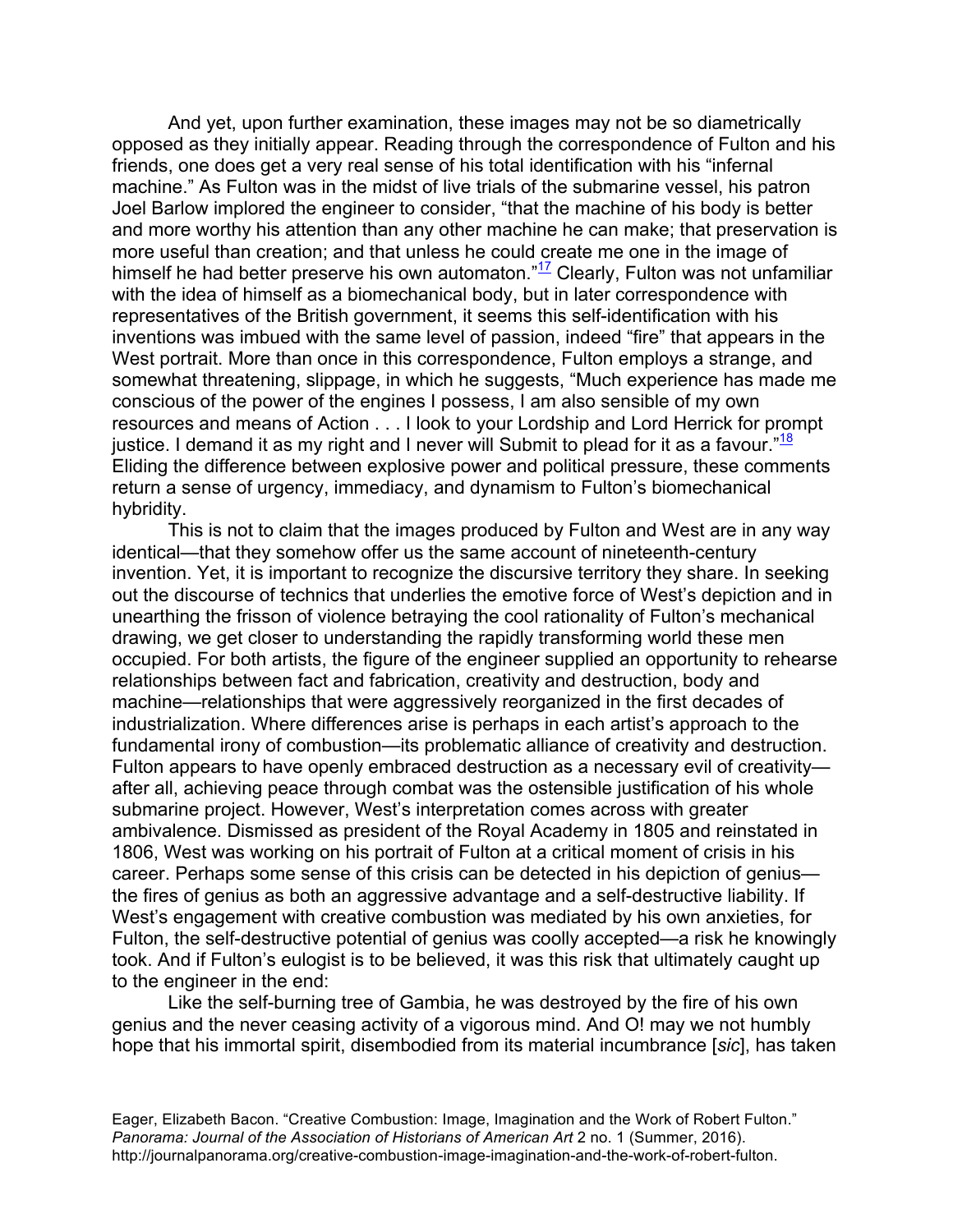And yet, upon further examination, these images may not be so diametrically opposed as they initially appear. Reading through the correspondence of Fulton and his friends, one does get a very real sense of his total identification with his "infernal machine." As Fulton was in the midst of live trials of the submarine vessel, his patron Joel Barlow implored the engineer to consider, "that the machine of his body is better and more worthy his attention than any other machine he can make; that preservation is more useful than creation; and that unless he could create me one in the image of himself he had better preserve his own automaton."[17] Clearly, Fulton was not unfamiliar with the idea of himself as a biomechanical body, but in later correspondence with representatives of the British government, it seems this self-identification with his inventions was imbued with the same level of passion, indeed "fire" that appears in the West portrait. More than once in this correspondence, Fulton employs a strange, and somewhat threatening, slippage, in which he suggests, "Much experience has made me conscious of the power of the engines I possess, I am also sensible of my own resources and means of Action . . . I look to your Lordship and Lord Herrick for prompt justice. I demand it as my right and I never will Submit to plead for it as a favour."[18] Eliding the difference between explosive power and political pressure, these comments return a sense of urgency, immediacy, and dynamism to Fulton's biomechanical hybridity.

This is not to claim that the images produced by Fulton and West are in any way identical—that they somehow offer us the same account of nineteenth-century invention. Yet, it is important to recognize the discursive territory they share. In seeking out the discourse of technics that underlies the emotive force of West's depiction and in unearthing the frisson of violence betraying the cool rationality of Fulton's mechanical drawing, we get closer to understanding the rapidly transforming world these men occupied. For both artists, the figure of the engineer supplied an opportunity to rehearse relationships between fact and fabrication, creativity and destruction, body and machine—relationships that were aggressively reorganized in the first decades of industrialization. Where differences arise is perhaps in each artist's approach to the fundamental irony of combustion—its problematic alliance of creativity and destruction. Fulton appears to have openly embraced destruction as a necessary evil of creativity—after all, achieving peace through combat was the ostensible justification of his whole submarine project. However, West's interpretation comes across with greater ambivalence. Dismissed as president of the Royal Academy in 1805 and reinstated in 1806, West was working on his portrait of Fulton at a critical moment of crisis in his career. Perhaps some sense of this crisis can be detected in his depiction of genius—the fires of genius as both an aggressive advantage and a self-destructive liability. If West's engagement with creative combustion was mediated by his own anxieties, for Fulton, the self-destructive potential of genius was coolly accepted—a risk he knowingly took. And if Fulton's eulogist is to be believed, it was this risk that ultimately caught up to the engineer in the end:

Like the self-burning tree of Gambia, he was destroyed by the fire of his own genius and the never ceasing activity of a vigorous mind. And O! may we not humbly hope that his immortal spirit, disembodied from its material incumbrance [*sic*], has taken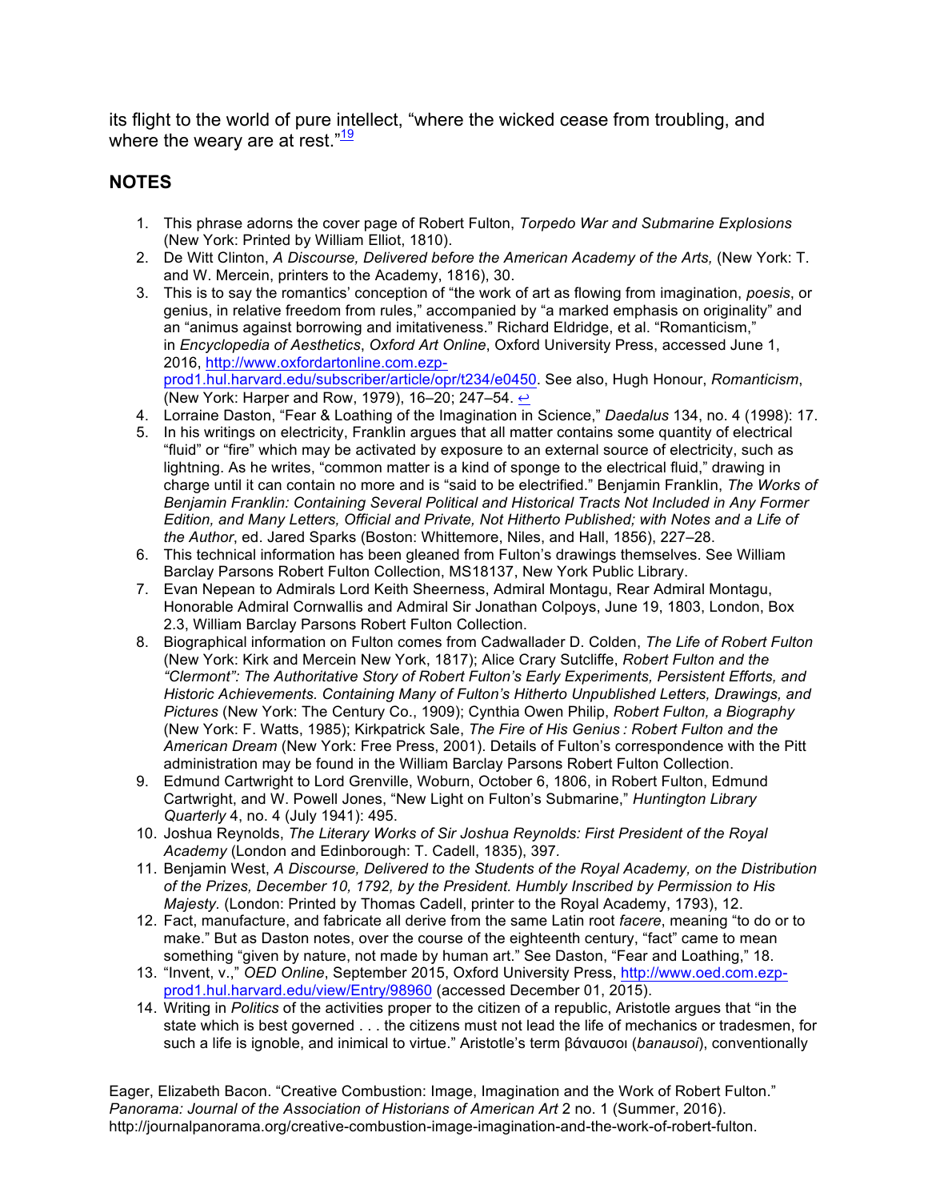its flight to the world of pure intellect, "where the wicked cease from troubling, and where the weary are at rest."[19]

## NOTES

1. This phrase adorns the cover page of Robert Fulton, *Torpedo War and Submarine Explosions* (New York: Printed by William Elliot, 1810).
2. De Witt Clinton, *A Discourse, Delivered before the American Academy of the Arts,* (New York: T. and W. Mercein, printers to the Academy, 1816), 30.
3. This is to say the romantics' conception of "the work of art as flowing from imagination, *poesis*, or genius, in relative freedom from rules," accompanied by "a marked emphasis on originality" and an "animus against borrowing and imitativeness." Richard Eldridge, et al. "Romanticism," in *Encyclopedia of Aesthetics*, *Oxford Art Online*, Oxford University Press, accessed June 1, 2016, http://www.oxfordartonline.com.ezp-prod1.hul.harvard.edu/subscriber/article/opr/t234/e0450. See also, Hugh Honour, *Romanticism*, (New York: Harper and Row, 1979), 16–20; 247–54. ↩
4. Lorraine Daston, "Fear & Loathing of the Imagination in Science," *Daedalus* 134, no. 4 (1998): 17.
5. In his writings on electricity, Franklin argues that all matter contains some quantity of electrical "fluid" or "fire" which may be activated by exposure to an external source of electricity, such as lightning. As he writes, "common matter is a kind of sponge to the electrical fluid," drawing in charge until it can contain no more and is "said to be electrified." Benjamin Franklin, *The Works of Benjamin Franklin: Containing Several Political and Historical Tracts Not Included in Any Former Edition, and Many Letters, Official and Private, Not Hitherto Published; with Notes and a Life of the Author*, ed. Jared Sparks (Boston: Whittemore, Niles, and Hall, 1856), 227–28.
6. This technical information has been gleaned from Fulton's drawings themselves. See William Barclay Parsons Robert Fulton Collection, MS18137, New York Public Library.
7. Evan Nepean to Admirals Lord Keith Sheerness, Admiral Montagu, Rear Admiral Montagu, Honorable Admiral Cornwallis and Admiral Sir Jonathan Colpoys, June 19, 1803, London, Box 2.3, William Barclay Parsons Robert Fulton Collection.
8. Biographical information on Fulton comes from Cadwallader D. Colden, *The Life of Robert Fulton* (New York: Kirk and Mercein New York, 1817); Alice Crary Sutcliffe, *Robert Fulton and the "Clermont": The Authoritative Story of Robert Fulton's Early Experiments, Persistent Efforts, and Historic Achievements. Containing Many of Fulton's Hitherto Unpublished Letters, Drawings, and Pictures* (New York: The Century Co., 1909); Cynthia Owen Philip, *Robert Fulton, a Biography* (New York: F. Watts, 1985); Kirkpatrick Sale, *The Fire of His Genius : Robert Fulton and the American Dream* (New York: Free Press, 2001). Details of Fulton's correspondence with the Pitt administration may be found in the William Barclay Parsons Robert Fulton Collection.
9. Edmund Cartwright to Lord Grenville, Woburn, October 6, 1806, in Robert Fulton, Edmund Cartwright, and W. Powell Jones, "New Light on Fulton's Submarine," *Huntington Library Quarterly* 4, no. 4 (July 1941): 495.
10. Joshua Reynolds, *The Literary Works of Sir Joshua Reynolds: First President of the Royal Academy* (London and Edinborough: T. Cadell, 1835), 397.
11. Benjamin West, *A Discourse, Delivered to the Students of the Royal Academy, on the Distribution of the Prizes, December 10, 1792, by the President. Humbly Inscribed by Permission to His Majesty.* (London: Printed by Thomas Cadell, printer to the Royal Academy, 1793), 12.
12. Fact, manufacture, and fabricate all derive from the same Latin root *facere*, meaning "to do or to make." But as Daston notes, over the course of the eighteenth century, "fact" came to mean something "given by nature, not made by human art." See Daston, "Fear and Loathing," 18.
13. "Invent, v.," *OED Online*, September 2015, Oxford University Press, http://www.oed.com.ezp-prod1.hul.harvard.edu/view/Entry/98960 (accessed December 01, 2015).
14. Writing in *Politics* of the activities proper to the citizen of a republic, Aristotle argues that "in the state which is best governed . . . the citizens must not lead the life of mechanics or tradesmen, for such a life is ignoble, and inimical to virtue." Aristotle's term βάναυσοι (*banausoi*), conventionally

Eager, Elizabeth Bacon. "Creative Combustion: Image, Imagination and the Work of Robert Fulton." *Panorama: Journal of the Association of Historians of American Art* 2 no. 1 (Summer, 2016). http://journalpanorama.org/creative-combustion-image-imagination-and-the-work-of-robert-fulton.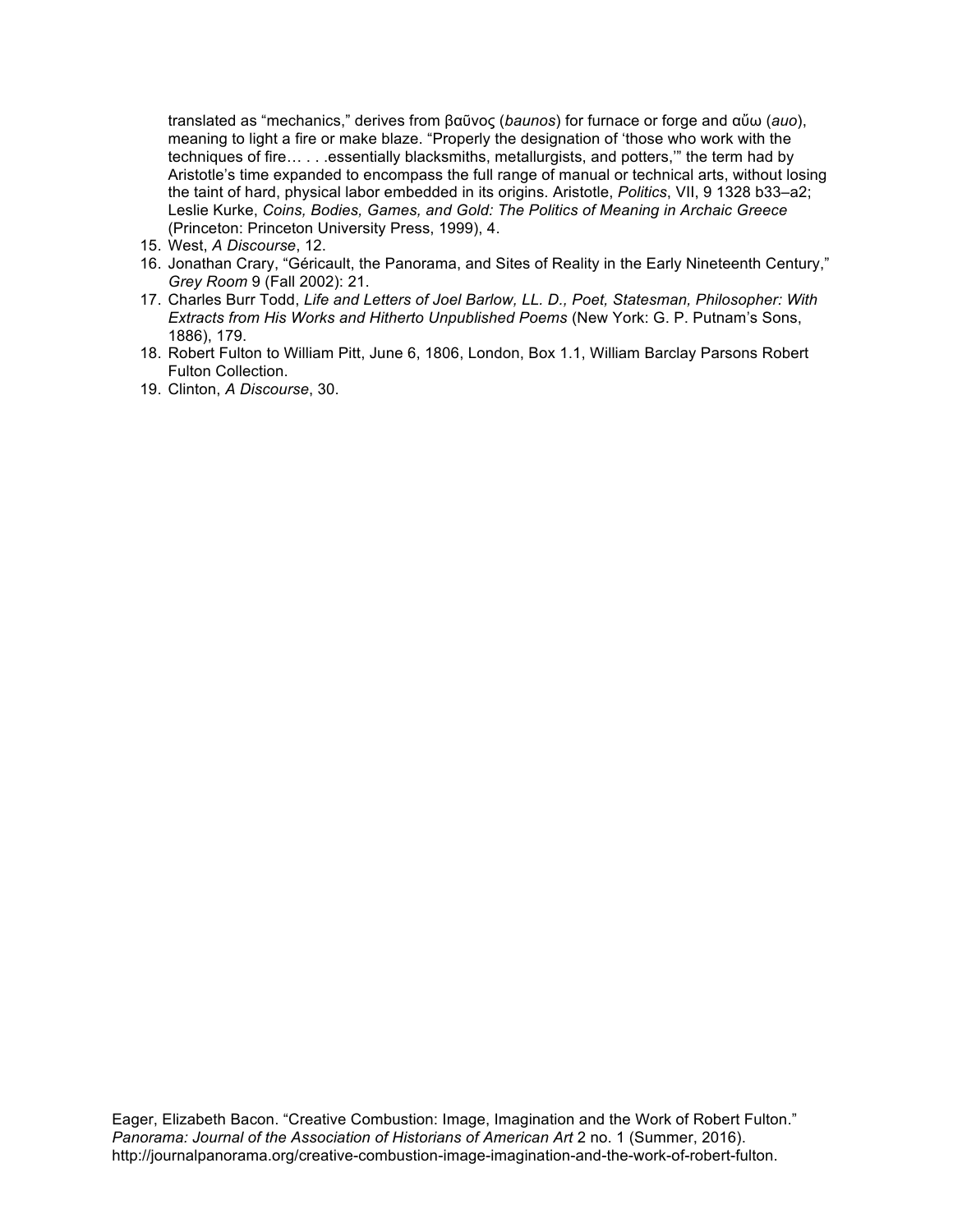translated as “mechanics,” derives from βαῦνος (*baunos*) for furnace or forge and αὔω (*auo*), meaning to light a fire or make blaze. “Properly the designation of ‘those who work with the techniques of fire… . . .essentially blacksmiths, metallurgists, and potters,’” the term had by Aristotle’s time expanded to encompass the full range of manual or technical arts, without losing the taint of hard, physical labor embedded in its origins. Aristotle, *Politics*, VII, 9 1328 b33–a2; Leslie Kurke, *Coins, Bodies, Games, and Gold: The Politics of Meaning in Archaic Greece* (Princeton: Princeton University Press, 1999), 4.

15. West, *A Discourse*, 12.
16. Jonathan Crary, “Géricault, the Panorama, and Sites of Reality in the Early Nineteenth Century,” *Grey Room* 9 (Fall 2002): 21.
17. Charles Burr Todd, *Life and Letters of Joel Barlow, LL. D., Poet, Statesman, Philosopher: With Extracts from His Works and Hitherto Unpublished Poems* (New York: G. P. Putnam’s Sons, 1886), 179.
18. Robert Fulton to William Pitt, June 6, 1806, London, Box 1.1, William Barclay Parsons Robert Fulton Collection.
19. Clinton, *A Discourse*, 30.